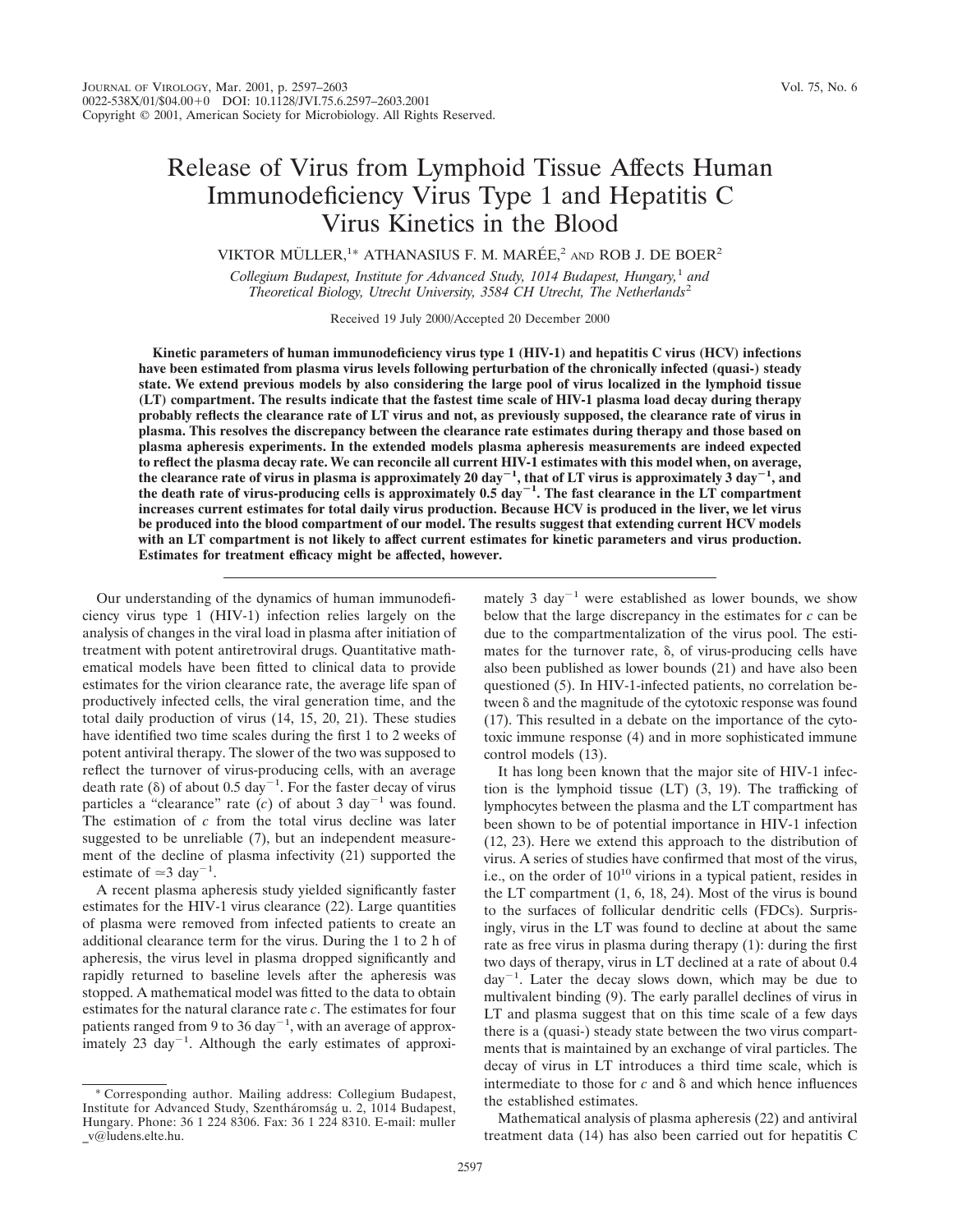# Release of Virus from Lymphoid Tissue Affects Human Immunodeficiency Virus Type 1 and Hepatitis C Virus Kinetics in the Blood

VIKTOR MÜLLER,[1*] ATHANASIUS F. M. MARÉE,[2] AND ROB J. DE BOER[2]

*Collegium Budapest, Institute for Advanced Study, 1014 Budapest, Hungary,[1] and Theoretical Biology, Utrecht University, 3584 CH Utrecht, The Netherlands[2]*

Received 19 July 2000/Accepted 20 December 2000

**Kinetic parameters of human immunodeficiency virus type 1 (HIV-1) and hepatitis C virus (HCV) infections have been estimated from plasma virus levels following perturbation of the chronically infected (quasi-) steady state. We extend previous models by also considering the large pool of virus localized in the lymphoid tissue (LT) compartment. The results indicate that the fastest time scale of HIV-1 plasma load decay during therapy probably reflects the clearance rate of LT virus and not, as previously supposed, the clearance rate of virus in plasma. This resolves the discrepancy between the clearance rate estimates during therapy and those based on plasma apheresis experiments. In the extended models plasma apheresis measurements are indeed expected to reflect the plasma decay rate. We can reconcile all current HIV-1 estimates with this model when, on average, the clearance rate of virus in plasma is approximately 20 day$^{-1}$, that of LT virus is approximately 3 day$^{-1}$, and the death rate of virus-producing cells is approximately 0.5 day$^{-1}$. The fast clearance in the LT compartment increases current estimates for total daily virus production. Because HCV is produced in the liver, we let virus be produced into the blood compartment of our model. The results suggest that extending current HCV models with an LT compartment is not likely to affect current estimates for kinetic parameters and virus production. Estimates for treatment efficacy might be affected, however.**

Our understanding of the dynamics of human immunodeficiency virus type 1 (HIV-1) infection relies largely on the analysis of changes in the viral load in plasma after initiation of treatment with potent antiretroviral drugs. Quantitative mathematical models have been fitted to clinical data to provide estimates for the virion clearance rate, the average life span of productively infected cells, the viral generation time, and the total daily production of virus (14, 15, 20, 21). These studies have identified two time scales during the first 1 to 2 weeks of potent antiviral therapy. The slower of the two was supposed to reflect the turnover of virus-producing cells, with an average death rate ($\delta$) of about 0.5 day$^{-1}$. For the faster decay of virus particles a "clearance" rate ($c$) of about 3 day$^{-1}$ was found. The estimation of $c$ from the total virus decline was later suggested to be unreliable (7), but an independent measurement of the decline of plasma infectivity (21) supported the estimate of $\simeq$3 day$^{-1}$.

A recent plasma apheresis study yielded significantly faster estimates for the HIV-1 virus clearance (22). Large quantities of plasma were removed from infected patients to create an additional clearance term for the virus. During the 1 to 2 h of apheresis, the virus level in plasma dropped significantly and rapidly returned to baseline levels after the apheresis was stopped. A mathematical model was fitted to the data to obtain estimates for the natural clarance rate $c$. The estimates for four patients ranged from 9 to 36 day$^{-1}$, with an average of approximately 23 day$^{-1}$. Although the early estimates of approximately 3 day$^{-1}$ were established as lower bounds, we show below that the large discrepancy in the estimates for $c$ can be due to the compartmentalization of the virus pool. The estimates for the turnover rate, $\delta$, of virus-producing cells have also been published as lower bounds (21) and have also been questioned (5). In HIV-1-infected patients, no correlation between $\delta$ and the magnitude of the cytotoxic response was found (17). This resulted in a debate on the importance of the cytotoxic immune response (4) and in more sophisticated immune control models (13).

It has long been known that the major site of HIV-1 infection is the lymphoid tissue (LT) (3, 19). The trafficking of lymphocytes between the plasma and the LT compartment has been shown to be of potential importance in HIV-1 infection (12, 23). Here we extend this approach to the distribution of virus. A series of studies have confirmed that most of the virus, i.e., on the order of $10^{10}$ virions in a typical patient, resides in the LT compartment (1, 6, 18, 24). Most of the virus is bound to the surfaces of follicular dendritic cells (FDCs). Surprisingly, virus in the LT was found to decline at about the same rate as free virus in plasma during therapy (1): during the first two days of therapy, virus in LT declined at a rate of about 0.4 day$^{-1}$. Later the decay slows down, which may be due to multivalent binding (9). The early parallel declines of virus in LT and plasma suggest that on this time scale of a few days there is a (quasi-) steady state between the two virus compartments that is maintained by an exchange of viral particles. The decay of virus in LT introduces a third time scale, which is intermediate to those for $c$ and $\delta$ and which hence influences the established estimates.

Mathematical analysis of plasma apheresis (22) and antiviral treatment data (14) has also been carried out for hepatitis C

\* Corresponding author. Mailing address: Collegium Budapest, Institute for Advanced Study, Szentháromság u. 2, 1014 Budapest, Hungary. Phone: 36 1 224 8306. Fax: 36 1 224 8310. E-mail: muller_v@ludens.elte.hu.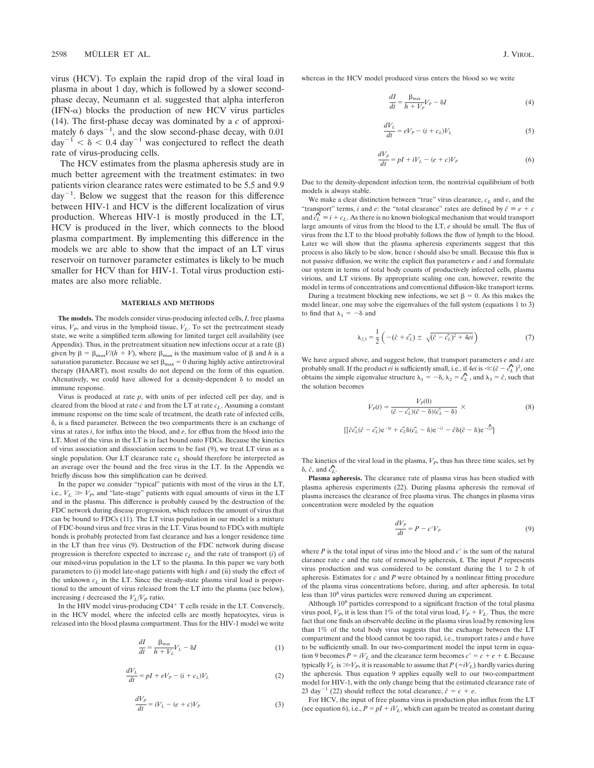virus (HCV). To explain the rapid drop of the viral load in plasma in about 1 day, which is followed by a slower second-phase decay, Neumann et al. suggested that alpha interferon (IFN-$\alpha$) blocks the production of new HCV virus particles (14). The first-phase decay was dominated by a $c$ of approximately 6 days$^{-1}$, and the slow second-phase decay, with 0.01 day$^{-1}$ $< \delta <$ 0.4 day$^{-1}$ was conjectured to reflect the death rate of virus-producing cells.

The HCV estimates from the plasma apheresis study are in much better agreement with the treatment estimates: in two patients virion clearance rates were estimated to be 5.5 and 9.9 day$^{-1}$. Below we suggest that the reason for this difference between HIV-1 and HCV is the different localization of virus production. Whereas HIV-1 is mostly produced in the LT, HCV is produced in the liver, which connects to the blood plasma compartment. By implementing this difference in the models we are able to show that the impact of an LT virus reservoir on turnover parameter estimates is likely to be much smaller for HCV than for HIV-1. Total virus production estimates are also more reliable.

## MATERIALS AND METHODS

**The models.** The models consider virus-producing infected cells, $I$, free plasma virus, $V_P$, and virus in the lymphoid tissue, $V_L$. To set the pretreatment steady state, we write a simplified term allowing for limited target cell availability (see Appendix). Thus, in the pretreatment situation new infections occur at a rate ($\beta$) given by $\beta = \beta_{\max}V/(h + V)$, where $\beta_{\max}$ is the maximum value of $\beta$ and $h$ is a saturation parameter. Because we set $\beta_{\max} = 0$ during highly active antiretroviral therapy (HAART), most results do not depend on the form of this equation. Altenatively, we could have allowed for a density-dependent $\delta$ to model an immune response.

Virus is produced at rate $p$, with units of per infected cell per day, and is cleared from the blood at rate $c$ and from the LT at rate $c_L$. Assuming a constant immune response on the time scale of treatment, the death rate of infected cells, $\delta$, is a fixed parameter. Between the two compartments there is an exchange of virus at rates $i$, for influx into the blood, and $e$, for efflux from the blood into the LT. Most of the virus in the LT is in fact bound onto FDCs. Because the kinetics of virus association and dissociation seems to be fast (9), we treat LT virus as a single population. Our LT clearance rate $c_L$ should therefore be interpreted as an average over the bound and the free virus in the LT. In the Appendix we briefly discuss how this simplification can be derived.

In the paper we consider "typical" patients with most of the virus in the LT, i.e., $V_L \gg V_P$, and "late-stage" patients with equal amounts of virus in the LT and in the plasma. This difference is probably caused by the destruction of the FDC network during disease progression, which reduces the amount of virus that can be bound to FDCs (11). The LT virus population in our model is a mixture of FDC-bound virus and free virus in the LT. Virus bound to FDCs with multiple bonds is probably protected from fast clearance and has a longer residence time in the LT than free virus (9). Destruction of the FDC network during disease progression is therefore expected to increase $c_L$ and the rate of transport ($i$) of our mixed-virus population in the LT to the plasma. In this paper we vary both parameters to (i) model late-stage patients with high $i$ and (ii) study the effect of the unknown $c_L$ in the LT. Since the steady-state plasma viral load is proportional to the amount of virus released from the LT into the plasma (see below), increasing $i$ decreased the $V_L/V_P$ ratio.

In the HIV model virus-producing CD4$^+$ T cells reside in the LT. Conversely, in the HCV model, where the infected cells are mostly hepatocytes, virus is released into the blood plasma compartment. Thus for the HIV-1 model we write

$$\frac{dI}{dt} = \frac{\beta_{\max}}{h + V_L}V_L - \delta I \tag{1}$$

$$\frac{dV_L}{dt} = pI + eV_P - (i + c_L)V_L \tag{2}$$

$$\frac{dV_P}{dt} = iV_L - (e + c)V_P \tag{3}$$

whereas in the HCV model produced virus enters the blood so we write

$$\frac{dI}{dt} = \frac{\beta_{\max}}{h + V_P}V_P - \delta I \tag{4}$$

$$\frac{dV_L}{dt} = eV_P - (i + c_L)V_L \tag{5}$$

$$\frac{dV_P}{dt} = pI + iV_L - (e + c)V_P \tag{6}$$

Due to the density-dependent infection term, the nontrivial equilibrium of both models is always stable.

We make a clear distinction between "true" virus clearance, $c_L$ and $c$, and the "transport" terms, $i$ and $e$: the "total clearance" rates are defined by $\hat{c} \equiv e + c$ and $\hat{c_L} \equiv i + c_L$. As there is no known biological mechanism that would transport large amounts of virus from the blood to the LT, $e$ should be small. The flux of virus from the LT to the blood probably follows the flow of lymph to the blood. Later we will show that the plasma apheresis experiments suggest that this process is also likely to be slow, hence $i$ should also be small. Because this flux is not passive diffusion, we write the explicit flux parameters $e$ and $i$ and formulate our system in terms of total body counts of productively infected cells, plasma virions, and LT virions. By appropriate scaling one can, however, rewrite the model in terms of concentrations and conventional diffusion-like transport terms.

During a treatment blocking new infections, we set $\beta = 0$. As this makes the model linear, one may solve the eigenvalues of the full system (equations 1 to 3) to find that $\lambda_1 = -\delta$ and

$$\lambda_{2,3} = \frac{1}{2}\left(-(\hat{c} + \hat{c_L}) \pm \sqrt{(\hat{c} - \hat{c_L})^2 + 4ei}\right) \tag{7}$$

We have argued above, and suggest below, that transport parameters $e$ and $i$ are probably small. If the product $ei$ is sufficiently small, i.e., if $4ei$ is $\ll(\hat{c} - \hat{c_L})^2$, one obtains the simple eigenvalue structure $\lambda_1 = -\delta$, $\lambda_2 = \hat{c_L}$, and $\lambda_3 = \hat{c}$, such that the solution becomes

$$V_P(t) = \frac{V_P(0)}{(\hat{c} - \hat{c_L})(\hat{c} - \delta)(\hat{c_L} - \delta)} \times \tag{8}$$

$$[[\hat{c}\hat{c_L}(\hat{c} - \hat{c_L})e^{-\delta t} + \hat{c_L}\delta(\hat{c_L} - \delta)e^{-\hat{c}t} - \hat{c}\delta(\hat{c} - \delta)e^{-\hat{c_L}t}]$$

The kinetics of the viral load in the plasma, $V_P$, thus has three time scales, set by $\delta$, $\hat{c}$, and $\hat{c_L}$.

**Plasma apheresis.** The clearance rate of plasma virus has been studied with plasma apheresis experiments (22). During plasma apheresis the removal of plasma increases the clearance of free plasma virus. The changes in plasma virus concentration were modeled by the equation

$$\frac{dV_P}{dt} = P - c'V_P \tag{9}$$

where $P$ is the total input of virus into the blood and $c'$ is the sum of the natural clearance rate $c$ and the rate of removal by apheresis, $\varepsilon$. The input $P$ represents virus production and was considered to be constant during the 1 to 2 h of apheresis. Estimates for $c$ and $P$ were obtained by a nonlinear fitting procedure of the plasma virus concentrations before, during, and after apheresis. In total less than $10^8$ virus particles were removed during an experiment.

Although $10^8$ particles correspond to a significant fraction of the total plasma virus pool, $V_P$, it is less than 1% of the total virus load, $V_P + V_L$. Thus, the mere fact that one finds an observable decline in the plasma virus load by removing less than 1% of the total body virus suggests that the exchange between the LT compartment and the blood cannot be too rapid, i.e., transport rates $i$ and $e$ have to be sufficiently small. In our two-compartment model the input term in equation 9 becomes $P = iV_L$ and the clearance term becomes $c' = c + e + \varepsilon$. Because typically $V_L$ is $\gg V_P$, it is reasonable to assume that $P$ ($= iV_L$) hardly varies during the apheresis. Thus equation 9 applies equally well to our two-compartment model for HIV-1, with the only change being that the estimated clearance rate of 23 day$^{-1}$ (22) should reflect the total clearance, $\hat{c} = c + e$.

For HCV, the input of free plasma virus is production plus influx from the LT (see equation 6), i.e., $P = pI + iV_L$, which can again be treated as constant during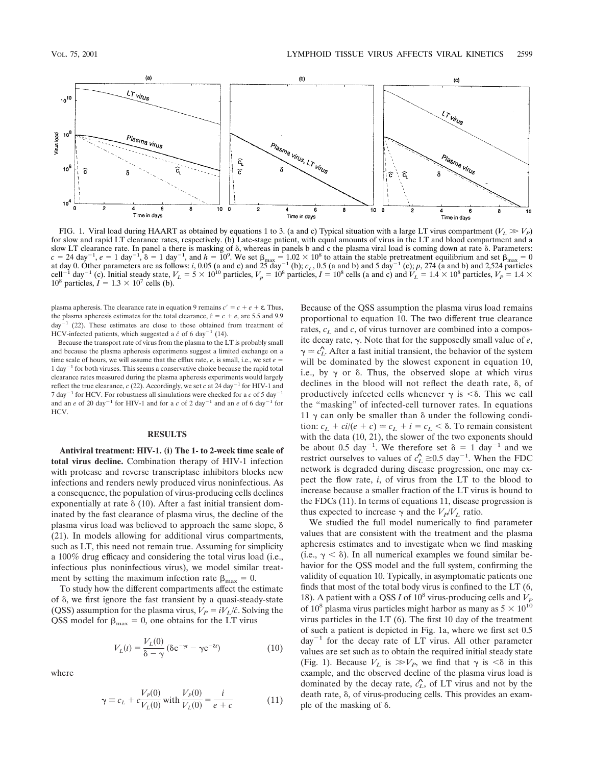FIG. 1. Viral load during HAART as obtained by equations 1 to 3. (a and c) Typical situation with a large LT virus compartment ($V_L \gg V_P$) for slow and rapid LT clearance rates, respectively. (b) Late-stage patient, with equal amounts of virus in the LT and blood compartment and a slow LT clearance rate. In panel a there is masking of δ, whereas in panels b and c the plasma viral load is coming down at rate δ. Parameters: $c = 24$ day$^{-1}$, $e = 1$ day$^{-1}$, $\delta = 1$ day$^{-1}$, and $h = 10^9$. We set $\beta_{max} = 1.02 \times 10^8$ to attain the stable pretreatment equilibrium and set $\beta_{max} = 0$ at day 0. Other parameters are as follows: $i$, 0.05 (a and c) and 25 day$^{-1}$ (b); $c_L$, 0.5 (a and b) and 5 day$^{-1}$ (c); $p$, 274 (a and b) and 2,524 particles cell$^{-1}$ day$^{-1}$ (c). Initial steady state, $V_L = 5 \times 10^{10}$ particles, $V_p = 10^8$ particles, $I = 10^8$ cells (a and c) and $V_L = 1.4 \times 10^8$ particles, $V_P = 1.4 \times 10^8$ particles, $I = 1.3 \times 10^7$ cells (b).

plasma apheresis. The clearance rate in equation 9 remains $c' = c + e + \varepsilon$. Thus, the plasma apheresis estimates for the total clearance, $\hat{c} = c + e$, are 5.5 and 9.9 day$^{-1}$ (22). These estimates are close to those obtained from treatment of HCV-infected patients, which suggested a $\hat{c}$ of 6 day$^{-1}$ (14).

Because the transport rate of virus from the plasma to the LT is probably small and because the plasma apheresis experiments suggest a limited exchange on a time scale of hours, we will assume that the efflux rate, $e$, is small, i.e., we set $e = 1$ day$^{-1}$ for both viruses. This seems a conservative choice because the rapid total clearance rates measured during the plasma apheresis experiments would largely reflect the true clearance, $c$ (22). Accordingly, we set $c$ at 24 day$^{-1}$ for HIV-1 and 7 day$^{-1}$ for HCV. For robustness all simulations were checked for a $c$ of 5 day$^{-1}$ and an $e$ of 20 day$^{-1}$ for HIV-1 and for a $c$ of 2 day$^{-1}$ and an $e$ of 6 day$^{-1}$ for HCV.

## RESULTS

**Antiviral treatment: HIV-1. (i) The 1- to 2-week time scale of total virus decline.** Combination therapy of HIV-1 infection with protease and reverse transcriptase inhibitors blocks new infections and renders newly produced virus noninfectious. As a consequence, the population of virus-producing cells declines exponentially at rate δ (10). After a fast initial transient dominated by the fast clearance of plasma virus, the decline of the plasma virus load was believed to approach the same slope, δ (21). In models allowing for additional virus compartments, such as LT, this need not remain true. Assuming for simplicity a 100% drug efficacy and considering the total virus load (i.e., infectious plus noninfectious virus), we model similar treatment by setting the maximum infection rate $\beta_{max} = 0$.

To study how the different compartments affect the estimate of δ, we first ignore the fast transient by a quasi-steady-state (QSS) assumption for the plasma virus, $V_P = iV_L/\hat{c}$. Solving the QSS model for $\beta_{max} = 0$, one obtains for the LT virus

$$V_L(t) = \frac{V_L(0)}{\delta - \gamma}\left(\delta e^{-\gamma t} - \gamma e^{-\delta t}\right) \tag{10}$$

where

$$\gamma \equiv c_L + c\frac{V_P(0)}{V_L(0)} \text{ with } \frac{V_P(0)}{V_L(0)} = \frac{i}{e + c} \tag{11}$$

Because of the QSS assumption the plasma virus load remains proportional to equation 10. The two different true clearance rates, $c_L$ and $c$, of virus turnover are combined into a composite decay rate, γ. Note that for the supposedly small value of $e$, $\gamma \simeq \hat{c_L}$. After a fast initial transient, the behavior of the system will be dominated by the slowest exponent in equation 10, i.e., by γ or δ. Thus, the observed slope at which virus declines in the blood will not reflect the death rate, δ, of productively infected cells whenever γ is <δ. This we call the "masking" of infected-cell turnover rates. In equations 11 γ can only be smaller than δ under the following condition: $c_L + ci/(e + c) \simeq c_L + i = c_L < \delta$. To remain consistent with the data (10, 21), the slower of the two exponents should be about 0.5 day$^{-1}$. We therefore set $\delta = 1$ day$^{-1}$ and we restrict ourselves to values of $\hat{c_L} \geq 0.5$ day$^{-1}$. When the FDC network is degraded during disease progression, one may expect the flow rate, $i$, of virus from the LT to the blood to increase because a smaller fraction of the LT virus is bound to the FDCs (11). In terms of equations 11, disease progression is thus expected to increase γ and the $V_P/V_L$ ratio.

We studied the full model numerically to find parameter values that are consistent with the treatment and the plasma apheresis estimates and to investigate when we find masking (i.e., γ < δ). In all numerical examples we found similar behavior for the QSS model and the full system, confirming the validity of equation 10. Typically, in asymptomatic patients one finds that most of the total body virus is confined to the LT (6, 18). A patient with a QSS $I$ of $10^8$ virus-producing cells and $V_P$ of $10^8$ plasma virus particles might harbor as many as $5 \times 10^{10}$ virus particles in the LT (6). The first 10 day of the treatment of such a patient is depicted in Fig. 1a, where we first set 0.5 day$^{-1}$ for the decay rate of LT virus. All other parameter values are set such as to obtain the required initial steady state (Fig. 1). Because $V_L$ is $\gg V_P$, we find that γ is <δ in this example, and the observed decline of the plasma virus load is dominated by the decay rate, $\hat{c_L}$, of LT virus and not by the death rate, δ, of virus-producing cells. This provides an example of the masking of δ.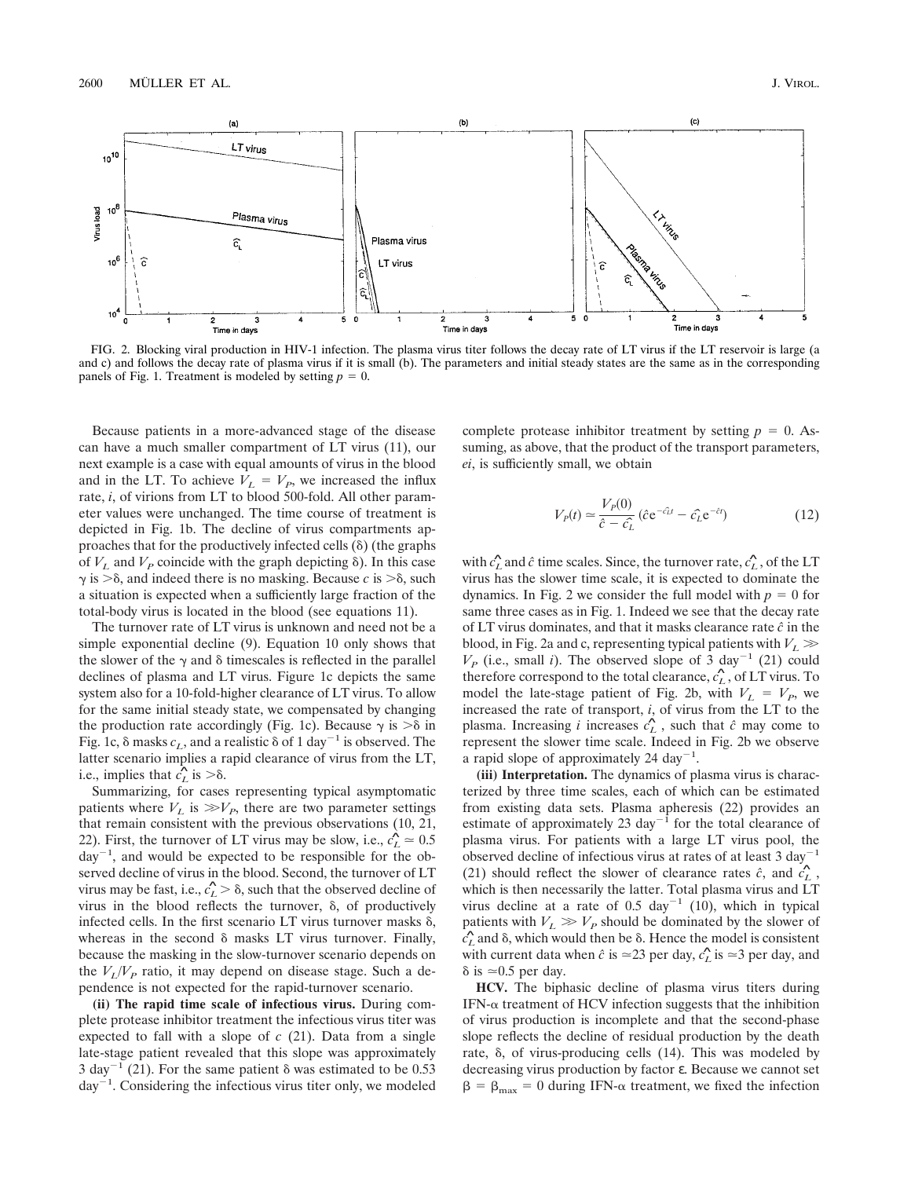FIG. 2. Blocking viral production in HIV-1 infection. The plasma virus titer follows the decay rate of LT virus if the LT reservoir is large (a and c) and follows the decay rate of plasma virus if it is small (b). The parameters and initial steady states are the same as in the corresponding panels of Fig. 1. Treatment is modeled by setting $p = 0$.

Because patients in a more-advanced stage of the disease can have a much smaller compartment of LT virus (11), our next example is a case with equal amounts of virus in the blood and in the LT. To achieve $V_L = V_P$, we increased the influx rate, $i$, of virions from LT to blood 500-fold. All other parameter values were unchanged. The time course of treatment is depicted in Fig. 1b. The decline of virus compartments approaches that for the productively infected cells ($\delta$) (the graphs of $V_L$ and $V_P$ coincide with the graph depicting $\delta$). In this case $\gamma$ is $>\delta$, and indeed there is no masking. Because $c$ is $>\delta$, such a situation is expected when a sufficiently large fraction of the total-body virus is located in the blood (see equations 11).

The turnover rate of LT virus is unknown and need not be a simple exponential decline (9). Equation 10 only shows that the slower of the $\gamma$ and $\delta$ timescales is reflected in the parallel declines of plasma and LT virus. Figure 1c depicts the same system also for a 10-fold-higher clearance of LT virus. To allow for the same initial steady state, we compensated by changing the production rate accordingly (Fig. 1c). Because $\gamma$ is $>\delta$ in Fig. 1c, $\delta$ masks $c_L$, and a realistic $\delta$ of 1 day$^{-1}$ is observed. The latter scenario implies a rapid clearance of virus from the LT, i.e., implies that $\hat{c_L}$ is $>\delta$.

Summarizing, for cases representing typical asymptomatic patients where $V_L$ is $\gg V_P$, there are two parameter settings that remain consistent with the previous observations (10, 21, 22). First, the turnover of LT virus may be slow, i.e., $\hat{c_L} \simeq 0.5$ day$^{-1}$, and would be expected to be responsible for the observed decline of virus in the blood. Second, the turnover of LT virus may be fast, i.e., $\hat{c_L} > \delta$, such that the observed decline of virus in the blood reflects the turnover, $\delta$, of productively infected cells. In the first scenario LT virus turnover masks $\delta$, whereas in the second $\delta$ masks LT virus turnover. Finally, because the masking in the slow-turnover scenario depends on the $V_L/V_P$ ratio, it may depend on disease stage. Such a dependence is not expected for the rapid-turnover scenario.

**(ii) The rapid time scale of infectious virus.** During complete protease inhibitor treatment the infectious virus titer was expected to fall with a slope of $c$ (21). Data from a single late-stage patient revealed that this slope was approximately 3 day$^{-1}$ (21). For the same patient $\delta$ was estimated to be 0.53 day$^{-1}$. Considering the infectious virus titer only, we modeled complete protease inhibitor treatment by setting $p = 0$. Assuming, as above, that the product of the transport parameters, $ei$, is sufficiently small, we obtain

$$V_P(t) \simeq \frac{V_P(0)}{\hat{c} - \hat{c_L}} (\hat{c} e^{-\hat{c_L} t} - \hat{c_L} e^{-\hat{c} t}) \tag{12}$$

with $\hat{c_L}$ and $\hat{c}$ time scales. Since, the turnover rate, $\hat{c_L}$, of the LT virus has the slower time scale, it is expected to dominate the dynamics. In Fig. 2 we consider the full model with $p = 0$ for same three cases as in Fig. 1. Indeed we see that the decay rate of LT virus dominates, and that it masks clearance rate $\hat{c}$ in the blood, in Fig. 2a and c, representing typical patients with $V_L \gg V_P$ (i.e., small $i$). The observed slope of 3 day$^{-1}$ (21) could therefore correspond to the total clearance, $\hat{c_L}$, of LT virus. To model the late-stage patient of Fig. 2b, with $V_L = V_P$, we increased the rate of transport, $i$, of virus from the LT to the plasma. Increasing $i$ increases $\hat{c_L}$, such that $\hat{c}$ may come to represent the slower time scale. Indeed in Fig. 2b we observe a rapid slope of approximately 24 day$^{-1}$.

**(iii) Interpretation.** The dynamics of plasma virus is characterized by three time scales, each of which can be estimated from existing data sets. Plasma apheresis (22) provides an estimate of approximately 23 day$^{-1}$ for the total clearance of plasma virus. For patients with a large LT virus pool, the observed decline of infectious virus at rates of at least 3 day$^{-1}$ (21) should reflect the slower of clearance rates $\hat{c}$, and $\hat{c_L}$, which is then necessarily the latter. Total plasma virus and LT virus decline at a rate of 0.5 day$^{-1}$ (10), which in typical patients with $V_L \gg V_P$ should be dominated by the slower of $\hat{c_L}$ and $\delta$, which would then be $\delta$. Hence the model is consistent with current data when $\hat{c}$ is $\simeq$23 per day, $\hat{c_L}$ is $\simeq$3 per day, and $\delta$ is $\simeq$0.5 per day.

**HCV.** The biphasic decline of plasma virus titers during IFN-$\alpha$ treatment of HCV infection suggests that the inhibition of virus production is incomplete and that the second-phase slope reflects the decline of residual production by the death rate, $\delta$, of virus-producing cells (14). This was modeled by decreasing virus production by factor $\varepsilon$. Because we cannot set $\beta = \beta_{max} = 0$ during IFN-$\alpha$ treatment, we fixed the infection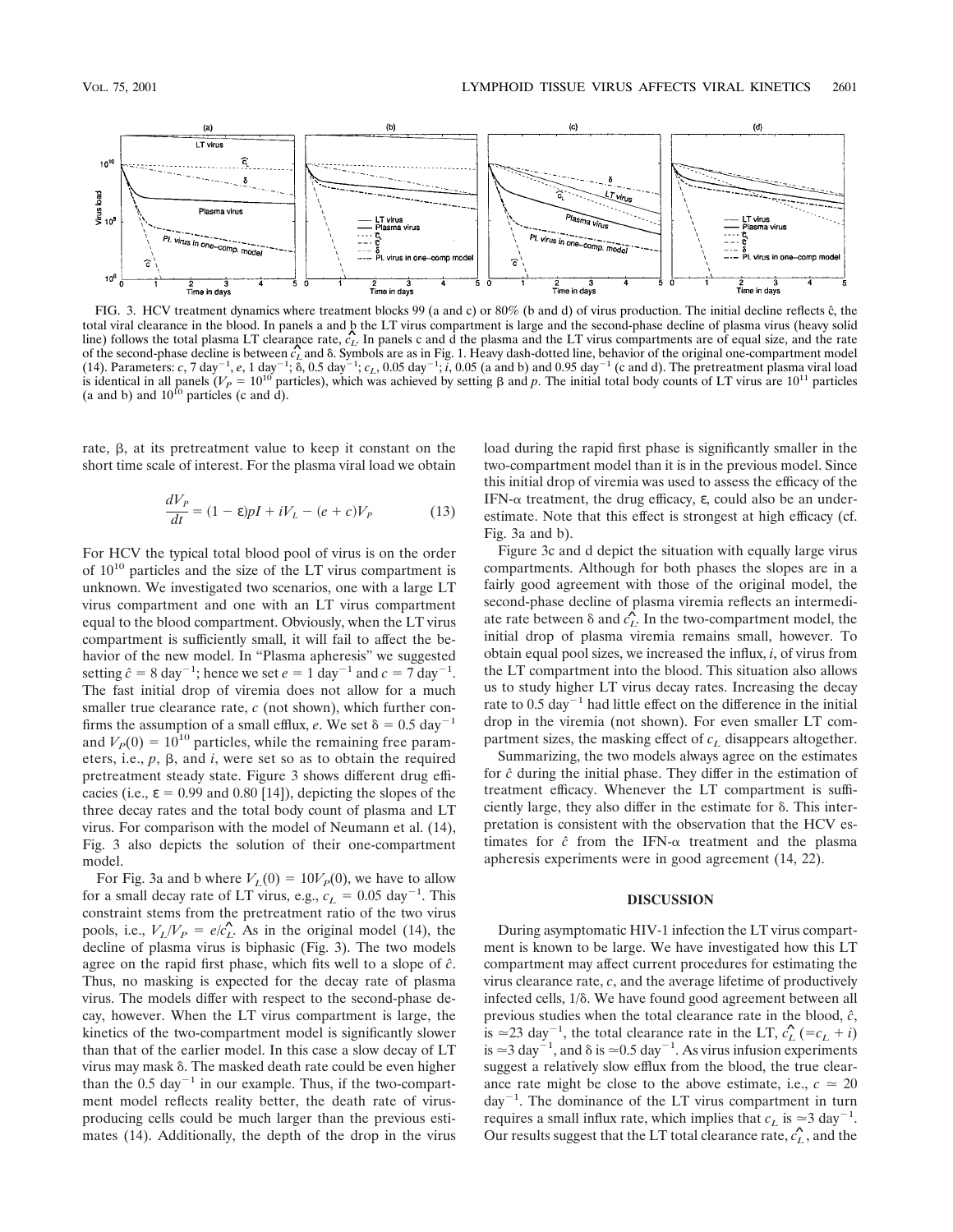FIG. 3. HCV treatment dynamics where treatment blocks 99 (a and c) or 80% (b and d) of virus production. The initial decline reflects $\hat{c}$, the total viral clearance in the blood. In panels a and b the LT virus compartment is large and the second-phase decline of plasma virus (heavy solid line) follows the total plasma LT clearance rate, $\hat{c}_L$. In panels c and d the plasma and the LT virus compartments are of equal size, and the rate of the second-phase decline is between $\hat{c}_L$ and $\delta$. Symbols are as in Fig. 1. Heavy dash-dotted line, behavior of the original one-compartment model (14). Parameters: $c$, 7 day$^{-1}$, $e$, 1 day$^{-1}$; $\delta$, 0.5 day$^{-1}$; $c_L$, 0.05 day$^{-1}$; $i$, 0.05 (a and b) and 0.95 day$^{-1}$ (c and d). The pretreatment plasma viral load is identical in all panels ($V_P = 10^{10}$ particles), which was achieved by setting $\beta$ and $p$. The initial total body counts of LT virus are $10^{11}$ particles (a and b) and $10^{10}$ particles (c and d).

rate, $\beta$, at its pretreatment value to keep it constant on the short time scale of interest. For the plasma viral load we obtain

$$\frac{dV_P}{dt} = (1 - \varepsilon)pI + iV_L - (e + c)V_P \tag{13}$$

For HCV the typical total blood pool of virus is on the order of $10^{10}$ particles and the size of the LT virus compartment is unknown. We investigated two scenarios, one with a large LT virus compartment and one with an LT virus compartment equal to the blood compartment. Obviously, when the LT virus compartment is sufficiently small, it will fail to affect the behavior of the new model. In "Plasma apheresis" we suggested setting $\hat{c} = 8$ day$^{-1}$; hence we set $e = 1$ day$^{-1}$ and $c = 7$ day$^{-1}$. The fast initial drop of viremia does not allow for a much smaller true clearance rate, $c$ (not shown), which further confirms the assumption of a small efflux, $e$. We set $\delta = 0.5$ day$^{-1}$ and $V_P(0) = 10^{10}$ particles, while the remaining free parameters, i.e., $p$, $\beta$, and $i$, were set so as to obtain the required pretreatment steady state. Figure 3 shows different drug efficacies (i.e., $\varepsilon = 0.99$ and 0.80 [14]), depicting the slopes of the three decay rates and the total body count of plasma and LT virus. For comparison with the model of Neumann et al. (14), Fig. 3 also depicts the solution of their one-compartment model.

For Fig. 3a and b where $V_L(0) = 10V_P(0)$, we have to allow for a small decay rate of LT virus, e.g., $c_L = 0.05$ day$^{-1}$. This constraint stems from the pretreatment ratio of the two virus pools, i.e., $V_L/V_P = e/\hat{c}_L$. As in the original model (14), the decline of plasma virus is biphasic (Fig. 3). The two models agree on the rapid first phase, which fits well to a slope of $\hat{c}$. Thus, no masking is expected for the decay rate of plasma virus. The models differ with respect to the second-phase decay, however. When the LT virus compartment is large, the kinetics of the two-compartment model is significantly slower than that of the earlier model. In this case a slow decay of LT virus may mask $\delta$. The masked death rate could be even higher than the 0.5 day$^{-1}$ in our example. Thus, if the two-compartment model reflects reality better, the death rate of virus-producing cells could be much larger than the previous estimates (14). Additionally, the depth of the drop in the virus load during the rapid first phase is significantly smaller in the two-compartment model than it is in the previous model. Since this initial drop of viremia was used to assess the efficacy of the IFN-$\alpha$ treatment, the drug efficacy, $\varepsilon$, could also be an underestimate. Note that this effect is strongest at high efficacy (cf. Fig. 3a and b).

Figure 3c and d depict the situation with equally large virus compartments. Although for both phases the slopes are in a fairly good agreement with those of the original model, the second-phase decline of plasma viremia reflects an intermediate rate between $\delta$ and $\hat{c}_L$. In the two-compartment model, the initial drop of plasma viremia remains small, however. To obtain equal pool sizes, we increased the influx, $i$, of virus from the LT compartment into the blood. This situation also allows us to study higher LT virus decay rates. Increasing the decay rate to 0.5 day$^{-1}$ had little effect on the difference in the initial drop in the viremia (not shown). For even smaller LT compartment sizes, the masking effect of $c_L$ disappears altogether.

Summarizing, the two models always agree on the estimates for $\hat{c}$ during the initial phase. They differ in the estimation of treatment efficacy. Whenever the LT compartment is sufficiently large, they also differ in the estimate for $\delta$. This interpretation is consistent with the observation that the HCV estimates for $\hat{c}$ from the IFN-$\alpha$ treatment and the plasma apheresis experiments were in good agreement (14, 22).

## DISCUSSION

During asymptomatic HIV-1 infection the LT virus compartment is known to be large. We have investigated how this LT compartment may affect current procedures for estimating the virus clearance rate, $c$, and the average lifetime of productively infected cells, $1/\delta$. We have found good agreement between all previous studies when the total clearance rate in the blood, $\hat{c}$, is $\simeq 23$ day$^{-1}$, the total clearance rate in the LT, $\hat{c}_L$ ($= c_L + i$) is $\simeq 3$ day$^{-1}$, and $\delta$ is $\simeq 0.5$ day$^{-1}$. As virus infusion experiments suggest a relatively slow efflux from the blood, the true clearance rate might be close to the above estimate, i.e., $c \simeq 20$ day$^{-1}$. The dominance of the LT virus compartment in turn requires a small influx rate, which implies that $c_L$ is $\simeq 3$ day$^{-1}$. Our results suggest that the LT total clearance rate, $\hat{c}_L$, and the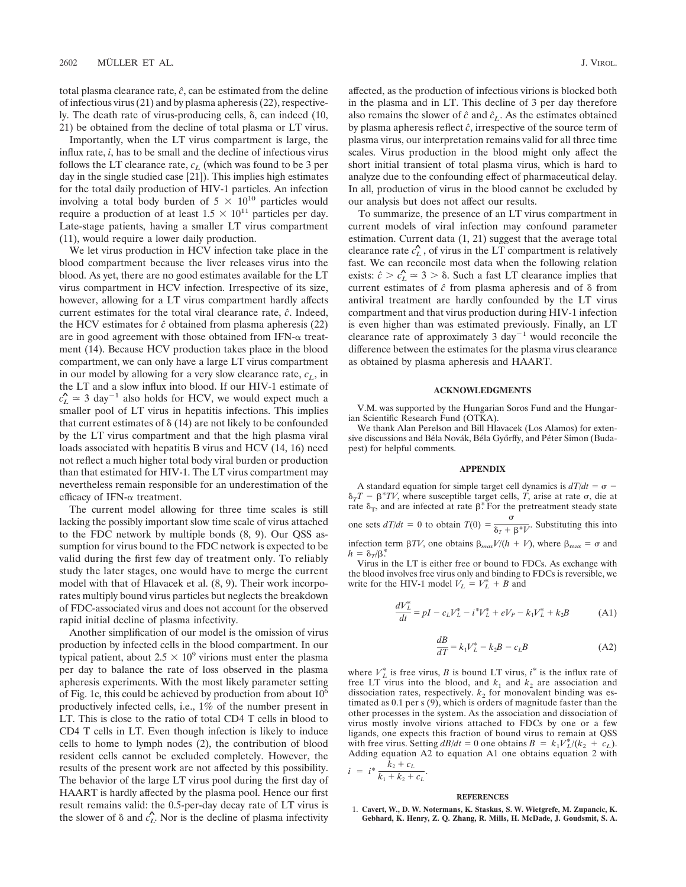total plasma clearance rate, $\hat{c}$, can be estimated from the deline of infectious virus (21) and by plasma apheresis (22), respectively. The death rate of virus-producing cells, $\delta$, can indeed (10, 21) be obtained from the decline of total plasma or LT virus.

Importantly, when the LT virus compartment is large, the influx rate, $i$, has to be small and the decline of infectious virus follows the LT clearance rate, $c_L$ (which was found to be 3 per day in the single studied case [21]). This implies high estimates for the total daily production of HIV-1 particles. An infection involving a total body burden of $5 \times 10^{10}$ particles would require a production of at least $1.5 \times 10^{11}$ particles per day. Late-stage patients, having a smaller LT virus compartment (11), would require a lower daily production.

We let virus production in HCV infection take place in the blood compartment because the liver releases virus into the blood. As yet, there are no good estimates available for the LT virus compartment in HCV infection. Irrespective of its size, however, allowing for a LT virus compartment hardly affects current estimates for the total viral clearance rate, $\hat{c}$. Indeed, the HCV estimates for $\hat{c}$ obtained from plasma apheresis (22) are in good agreement with those obtained from IFN-$\alpha$ treatment (14). Because HCV production takes place in the blood compartment, we can only have a large LT virus compartment in our model by allowing for a very slow clearance rate, $c_L$, in the LT and a slow influx into blood. If our HIV-1 estimate of $\hat{c_L} \simeq 3$ day$^{-1}$ also holds for HCV, we would expect much a smaller pool of LT virus in hepatitis infections. This implies that current estimates of $\delta$ (14) are not likely to be confounded by the LT virus compartment and that the high plasma viral loads associated with hepatitis B virus and HCV (14, 16) need not reflect a much higher total body viral burden or production than that estimated for HIV-1. The LT virus compartment may nevertheless remain responsible for an underestimation of the efficacy of IFN-$\alpha$ treatment.

The current model allowing for three time scales is still lacking the possibly important slow time scale of virus attached to the FDC network by multiple bonds (8, 9). Our QSS assumption for virus bound to the FDC network is expected to be valid during the first few day of treatment only. To reliably study the later stages, one would have to merge the current model with that of Hlavacek et al. (8, 9). Their work incorporates multiply bound virus particles but neglects the breakdown of FDC-associated virus and does not account for the observed rapid initial decline of plasma infectivity.

Another simplification of our model is the omission of virus production by infected cells in the blood compartment. In our typical patient, about $2.5 \times 10^9$ virions must enter the plasma per day to balance the rate of loss observed in the plasma apheresis experiments. With the most likely parameter setting of Fig. 1c, this could be achieved by production from about $10^6$ productively infected cells, i.e., 1% of the number present in LT. This is close to the ratio of total CD4 T cells in blood to CD4 T cells in LT. Even though infection is likely to induce cells to home to lymph nodes (2), the contribution of blood resident cells cannot be excluded completely. However, the results of the present work are not affected by this possibility. The behavior of the large LT virus pool during the first day of HAART is hardly affected by the plasma pool. Hence our first result remains valid: the 0.5-per-day decay rate of LT virus is the slower of $\delta$ and $\hat{c_L}$. Nor is the decline of plasma infectivity affected, as the production of infectious virions is blocked both in the plasma and in LT. This decline of 3 per day therefore also remains the slower of $\hat{c}$ and $\hat{c}_L$. As the estimates obtained by plasma apheresis reflect $\hat{c}$, irrespective of the source term of plasma virus, our interpretation remains valid for all three time scales. Virus production in the blood might only affect the short initial transient of total plasma virus, which is hard to analyze due to the confounding effect of pharmaceutical delay. In all, production of virus in the blood cannot be excluded by our analysis but does not affect our results.

To summarize, the presence of an LT virus compartment in current models of viral infection may confound parameter estimation. Current data (1, 21) suggest that the average total clearance rate $\hat{c_L}$, of virus in the LT compartment is relatively fast. We can reconcile most data when the following relation exists: $\hat{c} > \hat{c_L} \simeq 3 > \delta$. Such a fast LT clearance implies that current estimates of $\hat{c}$ from plasma apheresis and of $\delta$ from antiviral treatment are hardly confounded by the LT virus compartment and that virus production during HIV-1 infection is even higher than was estimated previously. Finally, an LT clearance rate of approximately 3 day$^{-1}$ would reconcile the difference between the estimates for the plasma virus clearance as obtained by plasma apheresis and HAART.

## ACKNOWLEDGMENTS

V.M. was supported by the Hungarian Soros Fund and the Hungarian Scientific Research Fund (OTKA).

We thank Alan Perelson and Bill Hlavacek (Los Alamos) for extensive discussions and Béla Novák, Béla Győrffy, and Péter Simon (Budapest) for helpful comments.

## APPENDIX

A standard equation for simple target cell dynamics is $dT/dt = \sigma - \delta_T T - \beta^* TV$, where susceptible target cells, $T$, arise at rate $\sigma$, die at rate $\delta_T$, and are infected at rate $\beta^*$. For the pretreatment steady state one sets $dT/dt = 0$ to obtain $T(0) = \frac{\sigma}{\delta_T + \beta^* V}$. Substituting this into infection term $\beta TV$, one obtains $\beta_{max} V/(h + V)$, where $\beta_{max} = \sigma$ and $h = \delta_T/\beta^*$.

Virus in the LT is either free or bound to FDCs. As exchange with the blood involves free virus only and binding to FDCs is reversible, we write for the HIV-1 model $V_L = V_L^* + B$ and

$$\frac{dV_L^*}{dt} = pI - c_L V_L^* - i^* V_L^* + eV_P - k_1 V_L^* + k_2 B \tag{A1}$$

$$\frac{dB}{dT} = k_1 V_L^* - k_2 B - c_L B \tag{A2}$$

where $V_L^*$ is free virus, $B$ is bound LT virus, $i^*$ is the influx rate of free LT virus into the blood, and $k_1$ and $k_2$ are association and dissociation rates, respectively. $k_2$ for monovalent binding was estimated as 0.1 per s (9), which is orders of magnitude faster than the other processes in the system. As the association and dissociation of virus mostly involve virions attached to FDCs by one or a few ligands, one expects this fraction of bound virus to remain at QSS with free virus. Setting $dB/dt = 0$ one obtains $B = k_1 V_L^*/(k_2 + c_L)$. Adding equation A2 to equation A1 one obtains equation 2 with $i = i^* \frac{k_2 + c_L}{k_1 + k_2 + c_L}$.

## REFERENCES

1. **Cavert, W., D. W. Notermans, K. Staskus, S. W. Wietgrefe, M. Zupancic, K. Gebhard, K. Henry, Z. Q. Zhang, R. Mills, H. McDade, J. Goudsmit, S. A.**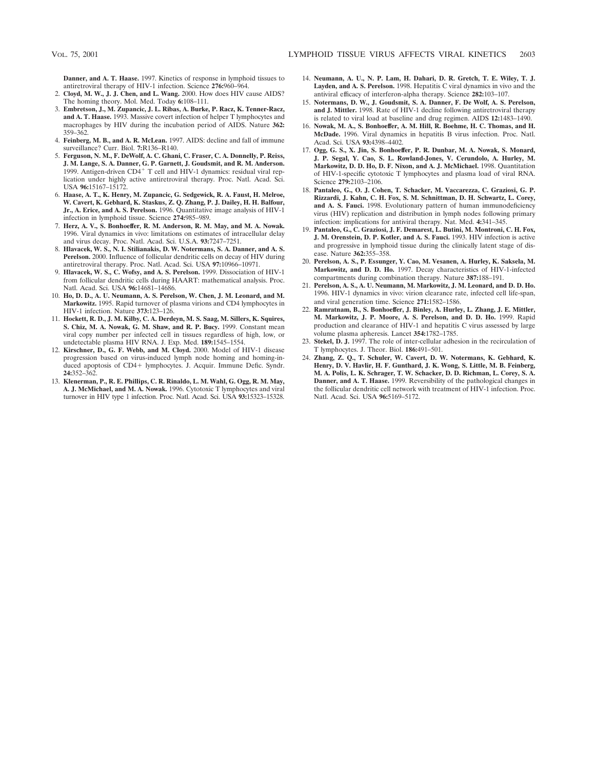Danner, and A. T. Haase. 1997. Kinetics of response in lymphoid tissues to antiretroviral therapy of HIV-1 infection. Science **276:**960–964.

2. **Cloyd, M. W., J. J. Chen, and L. Wang.** 2000. How does HIV cause AIDS? The homing theory. Mol. Med. Today **6:**108–111.
3. **Embretson, J., M. Zupancic, J. L. Ribas, A. Burke, P. Racz, K. Tenner-Racz, and A. T. Haase.** 1993. Massive covert infection of helper T lymphocytes and macrophages by HIV during the incubation period of AIDS. Nature **362:** 359–362.
4. **Feinberg, M. B., and A. R. McLean.** 1997. AIDS: decline and fall of immune surveillance? Curr. Biol. **7:**R136–R140.
5. **Ferguson, N. M., F. DeWolf, A. C. Ghani, C. Fraser, C. A. Donnelly, P. Reiss, J. M. Lange, S. A. Danner, G. P. Garnett, J. Goudsmit, and R. M. Anderson.** 1999. Antigen-driven $CD4^+$ T cell and HIV-1 dynamics: residual viral replication under highly active antiretroviral therapy. Proc. Natl. Acad. Sci. USA **96:**15167–15172.
6. **Haase, A. T., K. Henry, M. Zupancic, G. Sedgewick, R. A. Faust, H. Melroe, W. Cavert, K. Gebhard, K. Staskus, Z. Q. Zhang, P. J. Dailey, H. H. Balfour, Jr., A. Erice, and A. S. Perelson.** 1996. Quantitative image analysis of HIV-1 infection in lymphoid tissue. Science **274:**985–989.
7. **Herz, A. V., S. Bonhoeffer, R. M. Anderson, R. M. May, and M. A. Nowak.** 1996. Viral dynamics in vivo: limitations on estimates of intracellular delay and virus decay. Proc. Natl. Acad. Sci. U.S.A. **93:**7247–7251.
8. **Hlavacek, W. S., N. I. Stilianakis, D. W. Notermans, S. A. Danner, and A. S. Perelson.** 2000. Influence of follicular dendritic cells on decay of HIV during antiretroviral therapy. Proc. Natl. Acad. Sci. USA **97:**10966–10971.
9. **Hlavacek, W. S., C. Wofsy, and A. S. Perelson.** 1999. Dissociation of HIV-1 from follicular dendritic cells during HAART: mathematical analysis. Proc. Natl. Acad. Sci. USA **96:**14681–14686.
10. **Ho, D. D., A. U. Neumann, A. S. Perelson, W. Chen, J. M. Leonard, and M. Markowitz.** 1995. Rapid turnover of plasma virions and CD4 lymphocytes in HIV-1 infection. Nature **373:**123–126.
11. **Hockett, R. D., J. M. Kilby, C. A. Derdeyn, M. S. Saag, M. Sillers, K. Squires, S. Chiz, M. A. Nowak, G. M. Shaw, and R. P. Bucy.** 1999. Constant mean viral copy number per infected cell in tissues regardless of high, low, or undetectable plasma HIV RNA. J. Exp. Med. **189:**1545–1554.
12. **Kirschner, D., G. F. Webb, and M. Cloyd.** 2000. Model of HIV-1 disease progression based on virus-induced lymph node homing and homing-induced apoptosis of CD4+ lymphocytes. J. Acquir. Immune Defic. Syndr. **24:**352–362.
13. **Klenerman, P., R. E. Phillips, C. R. Rinaldo, L. M. Wahl, G. Ogg, R. M. May, A. J. McMichael, and M. A. Nowak.** 1996. Cytotoxic T lymphocytes and viral turnover in HIV type 1 infection. Proc. Natl. Acad. Sci. USA **93:**15323–15328.
14. **Neumann, A. U., N. P. Lam, H. Dahari, D. R. Gretch, T. E. Wiley, T. J. Layden, and A. S. Perelson.** 1998. Hepatitis C viral dynamics in vivo and the antiviral efficacy of interferon-alpha therapy. Science **282:**103–107.
15. **Notermans, D. W., J. Goudsmit, S. A. Danner, F. De Wolf, A. S. Perelson, and J. Mittler.** 1998. Rate of HIV-1 decline following antiretroviral therapy is related to viral load at baseline and drug regimen. AIDS **12:**1483–1490.
16. **Nowak, M. A., S. Bonhoeffer, A. M. Hill, R. Boehme, H. C. Thomas, and H. McDade.** 1996. Viral dynamics in hepatitis B virus infection. Proc. Natl. Acad. Sci. USA **93:**4398–4402.
17. **Ogg, G. S., X. Jin, S. Bonhoeffer, P. R. Dunbar, M. A. Nowak, S. Monard, J. P. Segal, Y. Cao, S. L. Rowland-Jones, V. Cerundolo, A. Hurley, M. Markowitz, D. D. Ho, D. F. Nixon, and A. J. McMichael.** 1998. Quantitation of HIV-1-specific cytotoxic T lymphocytes and plasma load of viral RNA. Science **279:**2103–2106.
18. **Pantaleo, G., O. J. Cohen, T. Schacker, M. Vaccarezza, C. Graziosi, G. P. Rizzardi, J. Kahn, C. H. Fox, S. M. Schnittman, D. H. Schwartz, L. Corey, and A. S. Fauci.** 1998. Evolutionary pattern of human immunodeficiency virus (HIV) replication and distribution in lymph nodes following primary infection: implications for antiviral therapy. Nat. Med. **4:**341–345.
19. **Pantaleo, G., C. Graziosi, J. F. Demarest, L. Butini, M. Montroni, C. H. Fox, J. M. Orenstein, D. P. Kotler, and A. S. Fauci.** 1993. HIV infection is active and progressive in lymphoid tissue during the clinically latent stage of disease. Nature **362:**355–358.
20. **Perelson, A. S., P. Essunger, Y. Cao, M. Vesanen, A. Hurley, K. Saksela, M. Markowitz, and D. D. Ho.** 1997. Decay characteristics of HIV-1-infected compartments during combination therapy. Nature **387:**188–191.
21. **Perelson, A. S., A. U. Neumann, M. Markowitz, J. M. Leonard, and D. D. Ho.** 1996. HIV-1 dynamics in vivo: virion clearance rate, infected cell life-span, and viral generation time. Science **271:**1582–1586.
22. **Ramratnam, B., S. Bonhoeffer, J. Binley, A. Hurley, L. Zhang, J. E. Mittler, M. Markowitz, J. P. Moore, A. S. Perelson, and D. D. Ho.** 1999. Rapid production and clearance of HIV-1 and hepatitis C virus assessed by large volume plasma apheresis. Lancet **354:**1782–1785.
23. **Stekel, D. J.** 1997. The role of inter-cellular adhesion in the recirculation of T lymphocytes. J. Theor. Biol. **186:**491–501.
24. **Zhang, Z. Q., T. Schuler, W. Cavert, D. W. Notermans, K. Gebhard, K. Henry, D. V. Havlir, H. F. Gunthard, J. K. Wong, S. Little, M. B. Feinberg, M. A. Polis, L. K. Schrager, T. W. Schacker, D. D. Richman, L. Corey, S. A. Danner, and A. T. Haase.** 1999. Reversibility of the pathological changes in the follicular dendritic cell network with treatment of HIV-1 infection. Proc. Natl. Acad. Sci. USA **96:**5169–5172.